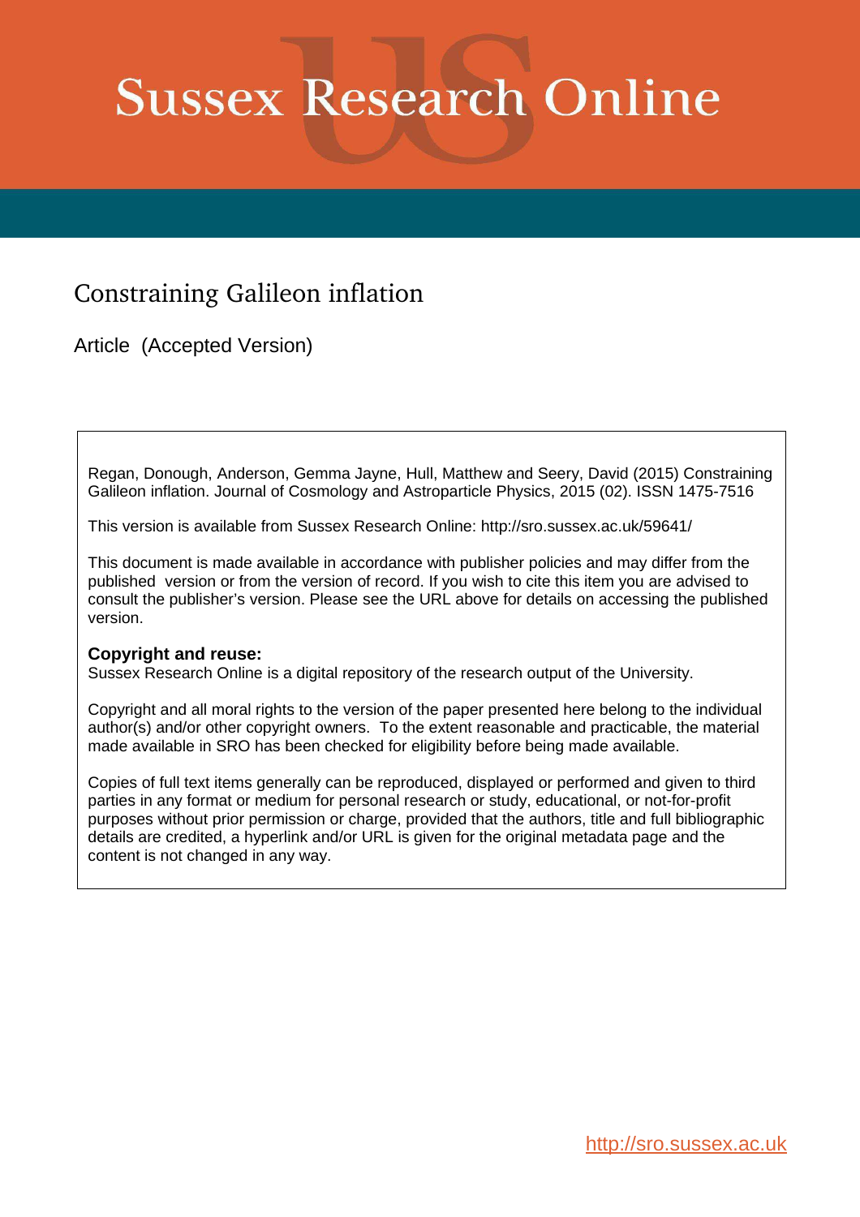# Sussex Research Online

## Constraining Galileon inflation

Article (Accepted Version)

Regan, Donough, Anderson, Gemma Jayne, Hull, Matthew and Seery, David (2015) Constraining Galileon inflation. Journal of Cosmology and Astroparticle Physics, 2015 (02). ISSN 1475-7516

This version is available from Sussex Research Online: http://sro.sussex.ac.uk/59641/

This document is made available in accordance with publisher policies and may differ from the published version or from the version of record. If you wish to cite this item you are advised to consult the publisher's version. Please see the URL above for details on accessing the published version.

**Copyright and reuse:**
Sussex Research Online is a digital repository of the research output of the University.

Copyright and all moral rights to the version of the paper presented here belong to the individual author(s) and/or other copyright owners. To the extent reasonable and practicable, the material made available in SRO has been checked for eligibility before being made available.

Copies of full text items generally can be reproduced, displayed or performed and given to third parties in any format or medium for personal research or study, educational, or not-for-profit purposes without prior permission or charge, provided that the authors, title and full bibliographic details are credited, a hyperlink and/or URL is given for the original metadata page and the content is not changed in any way.

http://sro.sussex.ac.uk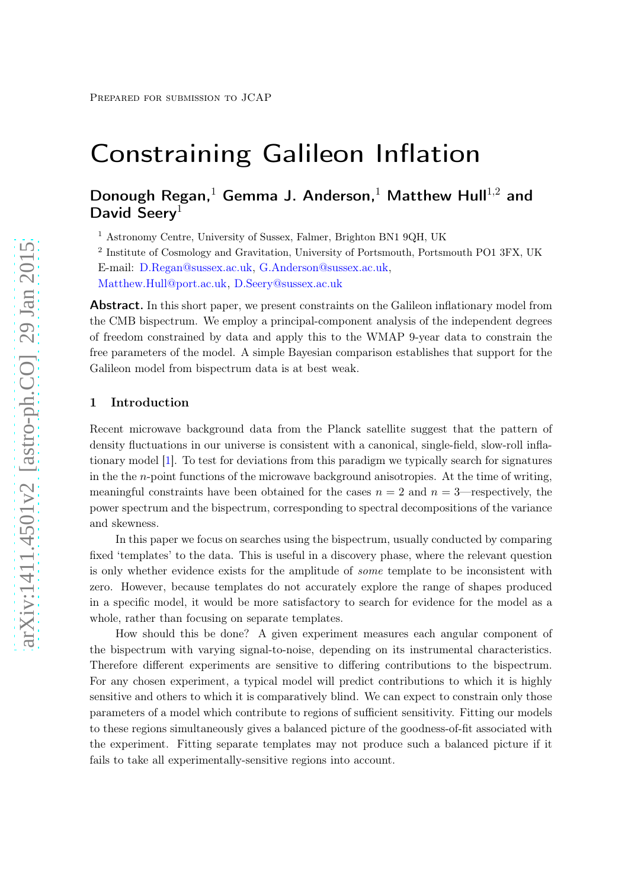Prepared for submission to JCAP

# Constraining Galileon Inflation

**Donough Regan,[1] Gemma J. Anderson,[1] Matthew Hull[1,2] and David Seery[1]**

[1] Astronomy Centre, University of Sussex, Falmer, Brighton BN1 9QH, UK

[2] Institute of Cosmology and Gravitation, University of Portsmouth, Portsmouth PO1 3FX, UK

E-mail: D.Regan@sussex.ac.uk, G.Anderson@sussex.ac.uk, Matthew.Hull@port.ac.uk, D.Seery@sussex.ac.uk

**Abstract.** In this short paper, we present constraints on the Galileon inflationary model from the CMB bispectrum. We employ a principal-component analysis of the independent degrees of freedom constrained by data and apply this to the WMAP 9-year data to constrain the free parameters of the model. A simple Bayesian comparison establishes that support for the Galileon model from bispectrum data is at best weak.

## 1 Introduction

Recent microwave background data from the Planck satellite suggest that the pattern of density fluctuations in our universe is consistent with a canonical, single-field, slow-roll inflationary model [1]. To test for deviations from this paradigm we typically search for signatures in the the $n$-point functions of the microwave background anisotropies. At the time of writing, meaningful constraints have been obtained for the cases $n = 2$ and $n = 3$—respectively, the power spectrum and the bispectrum, corresponding to spectral decompositions of the variance and skewness.

In this paper we focus on searches using the bispectrum, usually conducted by comparing fixed 'templates' to the data. This is useful in a discovery phase, where the relevant question is only whether evidence exists for the amplitude of *some* template to be inconsistent with zero. However, because templates do not accurately explore the range of shapes produced in a specific model, it would be more satisfactory to search for evidence for the model as a whole, rather than focusing on separate templates.

How should this be done? A given experiment measures each angular component of the bispectrum with varying signal-to-noise, depending on its instrumental characteristics. Therefore different experiments are sensitive to differing contributions to the bispectrum. For any chosen experiment, a typical model will predict contributions to which it is highly sensitive and others to which it is comparatively blind. We can expect to constrain only those parameters of a model which contribute to regions of sufficient sensitivity. Fitting our models to these regions simultaneously gives a balanced picture of the goodness-of-fit associated with the experiment. Fitting separate templates may not produce such a balanced picture if it fails to take all experimentally-sensitive regions into account.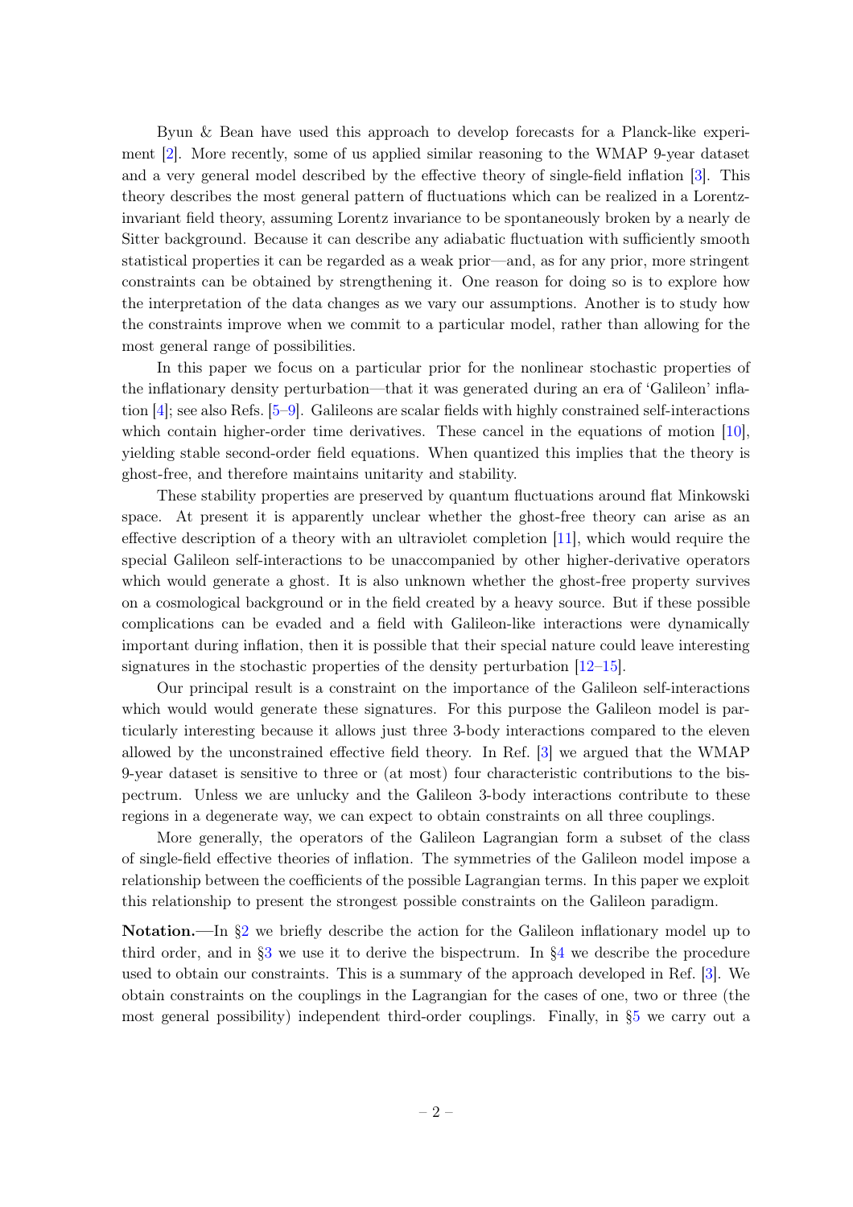Byun & Bean have used this approach to develop forecasts for a Planck-like experiment [2]. More recently, some of us applied similar reasoning to the WMAP 9-year dataset and a very general model described by the effective theory of single-field inflation [3]. This theory describes the most general pattern of fluctuations which can be realized in a Lorentz-invariant field theory, assuming Lorentz invariance to be spontaneously broken by a nearly de Sitter background. Because it can describe any adiabatic fluctuation with sufficiently smooth statistical properties it can be regarded as a weak prior—and, as for any prior, more stringent constraints can be obtained by strengthening it. One reason for doing so is to explore how the interpretation of the data changes as we vary our assumptions. Another is to study how the constraints improve when we commit to a particular model, rather than allowing for the most general range of possibilities.

In this paper we focus on a particular prior for the nonlinear stochastic properties of the inflationary density perturbation—that it was generated during an era of 'Galileon' inflation [4]; see also Refs. [5–9]. Galileons are scalar fields with highly constrained self-interactions which contain higher-order time derivatives. These cancel in the equations of motion [10], yielding stable second-order field equations. When quantized this implies that the theory is ghost-free, and therefore maintains unitarity and stability.

These stability properties are preserved by quantum fluctuations around flat Minkowski space. At present it is apparently unclear whether the ghost-free theory can arise as an effective description of a theory with an ultraviolet completion [11], which would require the special Galileon self-interactions to be unaccompanied by other higher-derivative operators which would generate a ghost. It is also unknown whether the ghost-free property survives on a cosmological background or in the field created by a heavy source. But if these possible complications can be evaded and a field with Galileon-like interactions were dynamically important during inflation, then it is possible that their special nature could leave interesting signatures in the stochastic properties of the density perturbation [12–15].

Our principal result is a constraint on the importance of the Galileon self-interactions which would would generate these signatures. For this purpose the Galileon model is particularly interesting because it allows just three 3-body interactions compared to the eleven allowed by the unconstrained effective field theory. In Ref. [3] we argued that the WMAP 9-year dataset is sensitive to three or (at most) four characteristic contributions to the bispectrum. Unless we are unlucky and the Galileon 3-body interactions contribute to these regions in a degenerate way, we can expect to obtain constraints on all three couplings.

More generally, the operators of the Galileon Lagrangian form a subset of the class of single-field effective theories of inflation. The symmetries of the Galileon model impose a relationship between the coefficients of the possible Lagrangian terms. In this paper we exploit this relationship to present the strongest possible constraints on the Galileon paradigm.

**Notation.**—In §2 we briefly describe the action for the Galileon inflationary model up to third order, and in §3 we use it to derive the bispectrum. In §4 we describe the procedure used to obtain our constraints. This is a summary of the approach developed in Ref. [3]. We obtain constraints on the couplings in the Lagrangian for the cases of one, two or three (the most general possibility) independent third-order couplings. Finally, in §5 we carry out a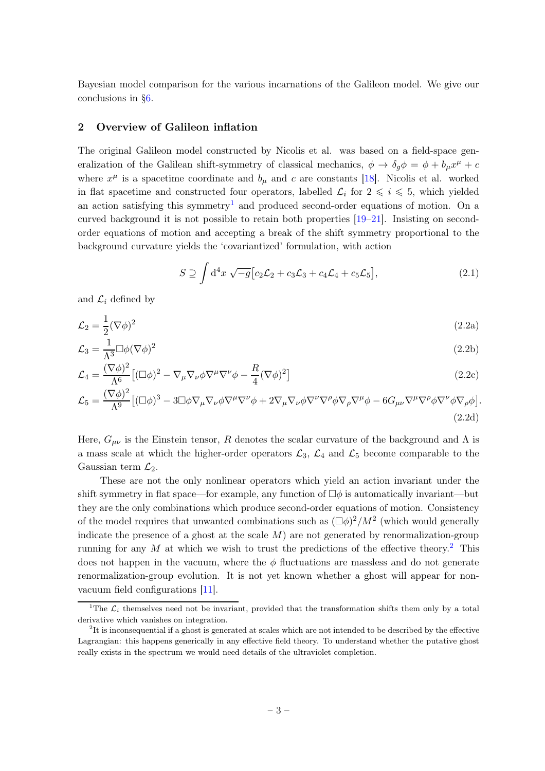Bayesian model comparison for the various incarnations of the Galileon model. We give our conclusions in §6.

## 2 Overview of Galileon inflation

The original Galileon model constructed by Nicolis et al. was based on a field-space generalization of the Galilean shift-symmetry of classical mechanics, $\phi \to \delta_g \phi = \phi + b_\mu x^\mu + c$ where $x^\mu$ is a spacetime coordinate and $b_\mu$ and $c$ are constants [18]. Nicolis et al. worked in flat spacetime and constructed four operators, labelled $\mathcal{L}_i$ for $2 \leqslant i \leqslant 5$, which yielded an action satisfying this symmetry[1] and produced second-order equations of motion. On a curved background it is not possible to retain both properties [19–21]. Insisting on second-order equations of motion and accepting a break of the shift symmetry proportional to the background curvature yields the 'covariantized' formulation, with action

$$S \supseteq \int \mathrm{d}^4x \, \sqrt{-g}\big[c_2\mathcal{L}_2 + c_3\mathcal{L}_3 + c_4\mathcal{L}_4 + c_5\mathcal{L}_5\big], \tag{2.1}$$

and $\mathcal{L}_i$ defined by

$$\mathcal{L}_2 = \frac{1}{2}(\nabla\phi)^2 \tag{2.2a}$$

$$\mathcal{L}_3 = \frac{1}{\Lambda^3}\Box\phi(\nabla\phi)^2 \tag{2.2b}$$

$$\mathcal{L}_4 = \frac{(\nabla\phi)^2}{\Lambda^6}\big[(\Box\phi)^2 - \nabla_\mu\nabla_\nu\phi\nabla^\mu\nabla^\nu\phi - \frac{R}{4}(\nabla\phi)^2\big] \tag{2.2c}$$

$$\mathcal{L}_5 = \frac{(\nabla\phi)^2}{\Lambda^9}\big[(\Box\phi)^3 - 3\Box\phi\nabla_\mu\nabla_\nu\phi\nabla^\mu\nabla^\nu\phi + 2\nabla_\mu\nabla_\nu\phi\nabla^\nu\nabla^\rho\phi\nabla_\rho\nabla^\mu\phi - 6G_{\mu\nu}\nabla^\mu\nabla^\rho\phi\nabla^\nu\phi\nabla_\rho\phi\big]. \tag{2.2d}$$

Here, $G_{\mu\nu}$ is the Einstein tensor, $R$ denotes the scalar curvature of the background and $\Lambda$ is a mass scale at which the higher-order operators $\mathcal{L}_3$, $\mathcal{L}_4$ and $\mathcal{L}_5$ become comparable to the Gaussian term $\mathcal{L}_2$.

These are not the only nonlinear operators which yield an action invariant under the shift symmetry in flat space—for example, any function of $\Box\phi$ is automatically invariant—but they are the only combinations which produce second-order equations of motion. Consistency of the model requires that unwanted combinations such as $(\Box\phi)^2/M^2$ (which would generally indicate the presence of a ghost at the scale $M$) are not generated by renormalization-group running for any $M$ at which we wish to trust the predictions of the effective theory.[2] This does not happen in the vacuum, where the $\phi$ fluctuations are massless and do not generate renormalization-group evolution. It is not yet known whether a ghost will appear for non-vacuum field configurations [11].

---

[1] The $\mathcal{L}_i$ themselves need not be invariant, provided that the transformation shifts them only by a total derivative which vanishes on integration.

[2] It is inconsequential if a ghost is generated at scales which are not intended to be described by the effective Lagrangian: this happens generically in any effective field theory. To understand whether the putative ghost really exists in the spectrum we would need details of the ultraviolet completion.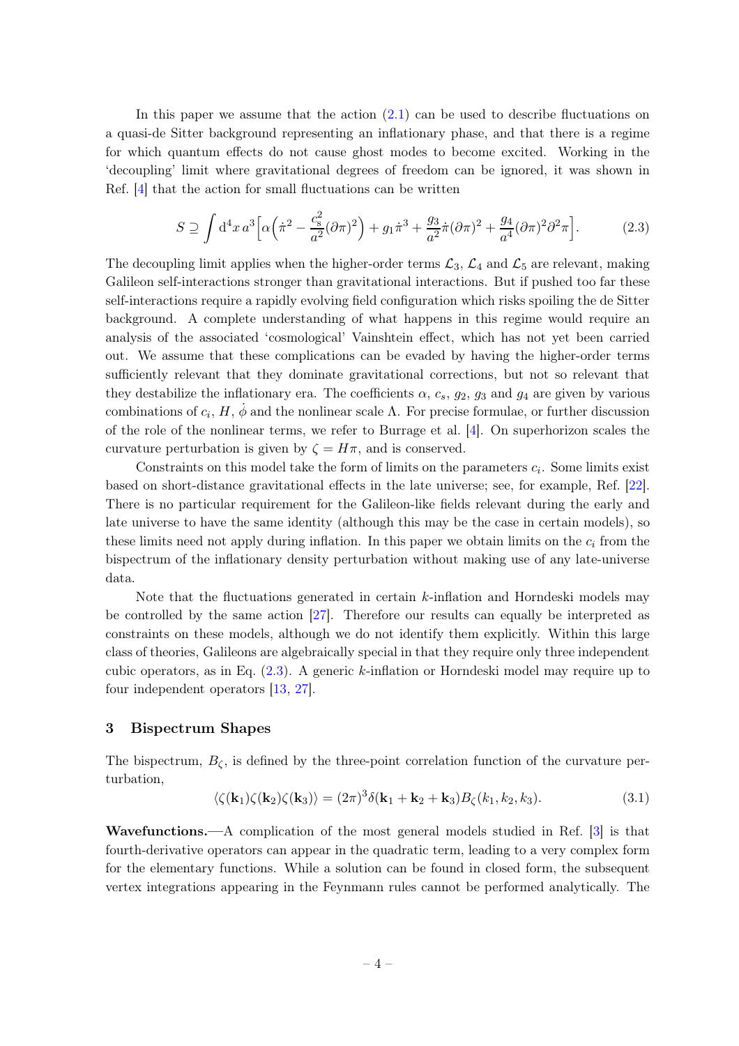In this paper we assume that the action (2.1) can be used to describe fluctuations on a quasi-de Sitter background representing an inflationary phase, and that there is a regime for which quantum effects do not cause ghost modes to become excited. Working in the 'decoupling' limit where gravitational degrees of freedom can be ignored, it was shown in Ref. [4] that the action for small fluctuations can be written

$$S \supseteq \int \mathrm{d}^4x\, a^3 \Big[ \alpha \Big( \dot{\pi}^2 - \frac{c_{\mathrm{s}}^2}{a^2}(\partial\pi)^2 \Big) + g_1 \dot{\pi}^3 + \frac{g_3}{a^2}\dot{\pi}(\partial\pi)^2 + \frac{g_4}{a^4}(\partial\pi)^2\partial^2\pi \Big]. \tag{2.3}$$

The decoupling limit applies when the higher-order terms $\mathcal{L}_3$, $\mathcal{L}_4$ and $\mathcal{L}_5$ are relevant, making Galileon self-interactions stronger than gravitational interactions. But if pushed too far these self-interactions require a rapidly evolving field configuration which risks spoiling the de Sitter background. A complete understanding of what happens in this regime would require an analysis of the associated 'cosmological' Vainshtein effect, which has not yet been carried out. We assume that these complications can be evaded by having the higher-order terms sufficiently relevant that they dominate gravitational corrections, but not so relevant that they destabilize the inflationary era. The coefficients $\alpha$, $c_s$, $g_2$, $g_3$ and $g_4$ are given by various combinations of $c_i$, $H$, $\dot{\phi}$ and the nonlinear scale $\Lambda$. For precise formulae, or further discussion of the role of the nonlinear terms, we refer to Burrage et al. [4]. On superhorizon scales the curvature perturbation is given by $\zeta = H\pi$, and is conserved.

Constraints on this model take the form of limits on the parameters $c_i$. Some limits exist based on short-distance gravitational effects in the late universe; see, for example, Ref. [22]. There is no particular requirement for the Galileon-like fields relevant during the early and late universe to have the same identity (although this may be the case in certain models), so these limits need not apply during inflation. In this paper we obtain limits on the $c_i$ from the bispectrum of the inflationary density perturbation without making use of any late-universe data.

Note that the fluctuations generated in certain $k$-inflation and Horndeski models may be controlled by the same action [27]. Therefore our results can equally be interpreted as constraints on these models, although we do not identify them explicitly. Within this large class of theories, Galileons are algebraically special in that they require only three independent cubic operators, as in Eq. (2.3). A generic $k$-inflation or Horndeski model may require up to four independent operators [13, 27].

## 3 Bispectrum Shapes

The bispectrum, $B_\zeta$, is defined by the three-point correlation function of the curvature perturbation,

$$\langle \zeta(\mathbf{k}_1)\zeta(\mathbf{k}_2)\zeta(\mathbf{k}_3)\rangle = (2\pi)^3\delta(\mathbf{k}_1+\mathbf{k}_2+\mathbf{k}_3)B_\zeta(k_1,k_2,k_3). \tag{3.1}$$

**Wavefunctions.**—A complication of the most general models studied in Ref. [3] is that fourth-derivative operators can appear in the quadratic term, leading to a very complex form for the elementary functions. While a solution can be found in closed form, the subsequent vertex integrations appearing in the Feynmann rules cannot be performed analytically. The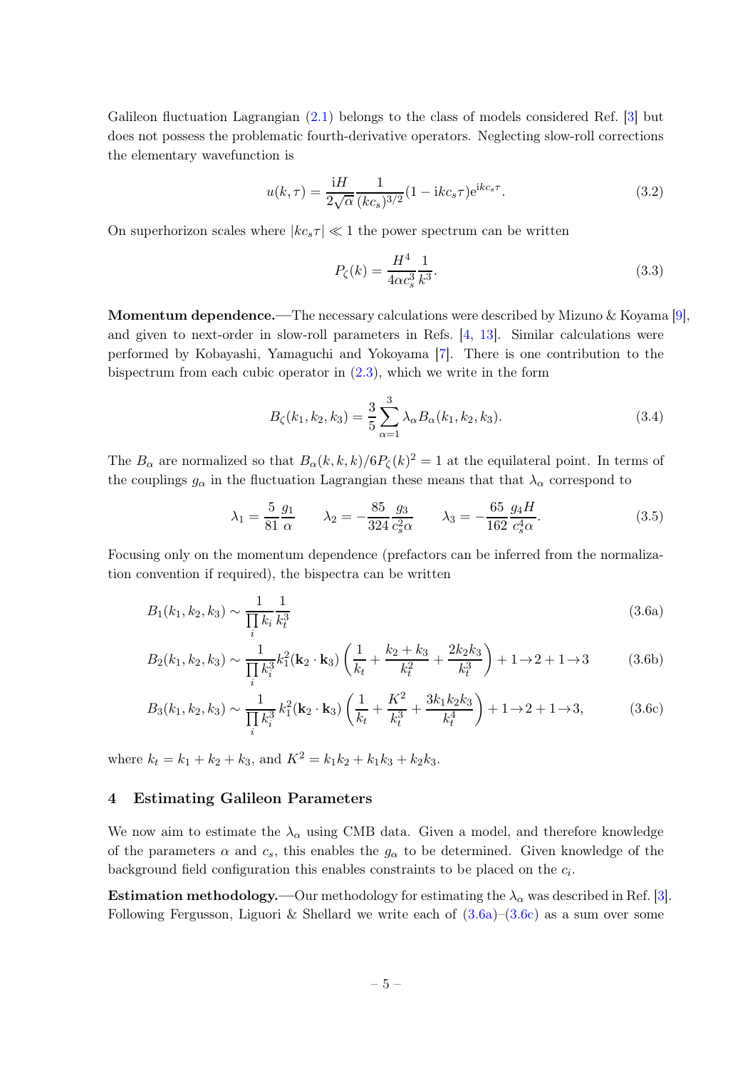Galileon fluctuation Lagrangian (2.1) belongs to the class of models considered Ref. [3] but does not possess the problematic fourth-derivative operators. Neglecting slow-roll corrections the elementary wavefunction is

$$u(k, \tau) = \frac{\mathrm{i}H}{2\sqrt{\alpha}} \frac{1}{(kc_s)^{3/2}} (1 - \mathrm{i}kc_s\tau) \mathrm{e}^{\mathrm{i}kc_s\tau}. \tag{3.2}$$

On superhorizon scales where $|kc_s\tau| \ll 1$ the power spectrum can be written

$$P_\zeta(k) = \frac{H^4}{4\alpha c_s^3} \frac{1}{k^3}. \tag{3.3}$$

**Momentum dependence.**—The necessary calculations were described by Mizuno & Koyama [9], and given to next-order in slow-roll parameters in Refs. [4, 13]. Similar calculations were performed by Kobayashi, Yamaguchi and Yokoyama [7]. There is one contribution to the bispectrum from each cubic operator in (2.3), which we write in the form

$$B_\zeta(k_1, k_2, k_3) = \frac{3}{5} \sum_{\alpha=1}^{3} \lambda_\alpha B_\alpha(k_1, k_2, k_3). \tag{3.4}$$

The $B_\alpha$ are normalized so that $B_\alpha(k,k,k)/6P_\zeta(k)^2 = 1$ at the equilateral point. In terms of the couplings $g_\alpha$ in the fluctuation Lagrangian these means that that $\lambda_\alpha$ correspond to

$$\lambda_1 = \frac{5}{81} \frac{g_1}{\alpha} \qquad \lambda_2 = -\frac{85}{324} \frac{g_3}{c_s^2 \alpha} \qquad \lambda_3 = -\frac{65}{162} \frac{g_4 H}{c_s^4 \alpha}. \tag{3.5}$$

Focusing only on the momentum dependence (prefactors can be inferred from the normalization convention if required), the bispectra can be written

$$B_1(k_1, k_2, k_3) \sim \frac{1}{\prod_i k_i} \frac{1}{k_t^3} \tag{3.6a}$$

$$B_2(k_1, k_2, k_3) \sim \frac{1}{\prod_i k_i^3} k_1^2 (\mathbf{k}_2 \cdot \mathbf{k}_3) \left( \frac{1}{k_t} + \frac{k_2 + k_3}{k_t^2} + \frac{2k_2k_3}{k_t^3} \right) + 1 \to 2 + 1 \to 3 \tag{3.6b}$$

$$B_3(k_1, k_2, k_3) \sim \frac{1}{\prod_i k_i^3} k_1^2 (\mathbf{k}_2 \cdot \mathbf{k}_3) \left( \frac{1}{k_t} + \frac{K^2}{k_t^3} + \frac{3k_1k_2k_3}{k_t^4} \right) + 1 \to 2 + 1 \to 3, \tag{3.6c}$$

where $k_t = k_1 + k_2 + k_3$, and $K^2 = k_1k_2 + k_1k_3 + k_2k_3$.

## 4 Estimating Galileon Parameters

We now aim to estimate the $\lambda_\alpha$ using CMB data. Given a model, and therefore knowledge of the parameters $\alpha$ and $c_s$, this enables the $g_\alpha$ to be determined. Given knowledge of the background field configuration this enables constraints to be placed on the $c_i$.

**Estimation methodology.**—Our methodology for estimating the $\lambda_\alpha$ was described in Ref. [3]. Following Fergusson, Liguori & Shellard we write each of (3.6a)–(3.6c) as a sum over some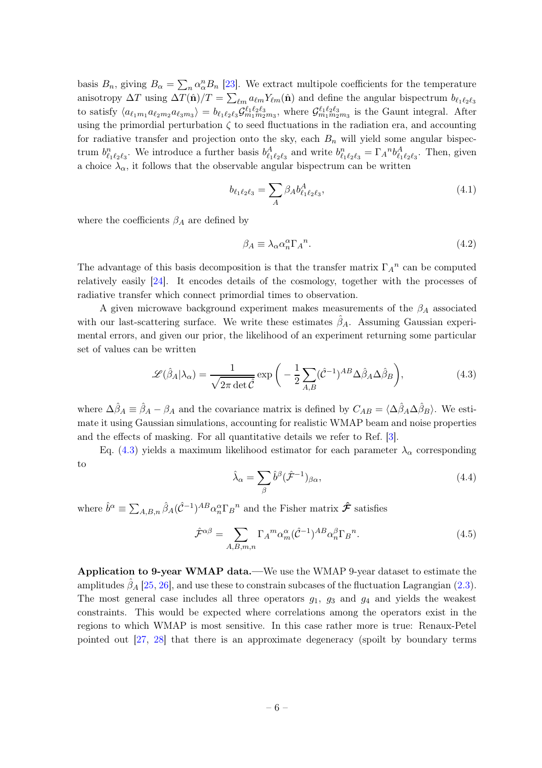basis $B_n$, giving $B_\alpha = \sum_n \alpha_\alpha^n B_n$ [23]. We extract multipole coefficients for the temperature anisotropy $\Delta T$ using $\Delta T(\hat{\mathbf{n}})/T = \sum_{\ell m} a_{\ell m} Y_{\ell m}(\hat{\mathbf{n}})$ and define the angular bispectrum $b_{\ell_1 \ell_2 \ell_3}$ to satisfy $\langle a_{\ell_1 m_1} a_{\ell_2 m_2} a_{\ell_3 m_3} \rangle = b_{\ell_1 \ell_2 \ell_3} \mathcal{G}^{\ell_1 \ell_2 \ell_3}_{m_1 m_2 m_3}$, where $\mathcal{G}^{\ell_1 \ell_2 \ell_3}_{m_1 m_2 m_3}$ is the Gaunt integral. After using the primordial perturbation $\zeta$ to seed fluctuations in the radiation era, and accounting for radiative transfer and projection onto the sky, each $B_n$ will yield some angular bispectrum $b^n_{\ell_1 \ell_2 \ell_3}$. We introduce a further basis $b^A_{\ell_1 \ell_2 \ell_3}$ and write $b^n_{\ell_1 \ell_2 \ell_3} = \Gamma_A{}^n b^A_{\ell_1 \ell_2 \ell_3}$. Then, given a choice $\lambda_\alpha$, it follows that the observable angular bispectrum can be written

$$b_{\ell_1 \ell_2 \ell_3} = \sum_A \beta_A b^A_{\ell_1 \ell_2 \ell_3}, \tag{4.1}$$

where the coefficients $\beta_A$ are defined by

$$\beta_A \equiv \lambda_\alpha \alpha_n^\alpha \Gamma_A{}^n. \tag{4.2}$$

The advantage of this basis decomposition is that the transfer matrix $\Gamma_A{}^n$ can be computed relatively easily [24]. It encodes details of the cosmology, together with the processes of radiative transfer which connect primordial times to observation.

A given microwave background experiment makes measurements of the $\beta_A$ associated with our last-scattering surface. We write these estimates $\hat{\beta}_A$. Assuming Gaussian experimental errors, and given our prior, the likelihood of an experiment returning some particular set of values can be written

$$\mathscr{L}(\hat{\beta}_A | \lambda_\alpha) = \frac{1}{\sqrt{2\pi \det \hat{\mathcal{C}}}} \exp\bigg( -\frac{1}{2} \sum_{A,B} (\hat{\mathcal{C}}^{-1})^{AB} \Delta\hat{\beta}_A \Delta\hat{\beta}_B \bigg), \tag{4.3}$$

where $\Delta\hat{\beta}_A \equiv \hat{\beta}_A - \beta_A$ and the covariance matrix is defined by $C_{AB} = \langle \Delta\hat{\beta}_A \Delta\hat{\beta}_B \rangle$. We estimate it using Gaussian simulations, accounting for realistic WMAP beam and noise properties and the effects of masking. For all quantitative details we refer to Ref. [3].

Eq. (4.3) yields a maximum likelihood estimator for each parameter $\lambda_\alpha$ corresponding to

$$\hat{\lambda}_\alpha = \sum_\beta \hat{b}^\beta (\hat{\mathcal{F}}^{-1})_{\beta\alpha}, \tag{4.4}$$

where $\hat{b}^\alpha \equiv \sum_{A,B,n} \hat{\beta}_A (\hat{\mathcal{C}}^{-1})^{AB} \alpha_n^\alpha \Gamma_B{}^n$ and the Fisher matrix $\hat{\boldsymbol{\mathcal{F}}}$ satisfies

$$\hat{\mathcal{F}}^{\alpha\beta} = \sum_{A,B,m,n} \Gamma_A{}^m \alpha_m^\alpha (\hat{\mathcal{C}}^{-1})^{AB} \alpha_n^\beta \Gamma_B{}^n. \tag{4.5}$$

**Application to 9-year WMAP data.**—We use the WMAP 9-year dataset to estimate the amplitudes $\hat{\beta}_A$ [25, 26], and use these to constrain subcases of the fluctuation Lagrangian (2.3). The most general case includes all three operators $g_1$, $g_3$ and $g_4$ and yields the weakest constraints. This would be expected where correlations among the operators exist in the regions to which WMAP is most sensitive. In this case rather more is true: Renaux-Petel pointed out [27, 28] that there is an approximate degeneracy (spoilt by boundary terms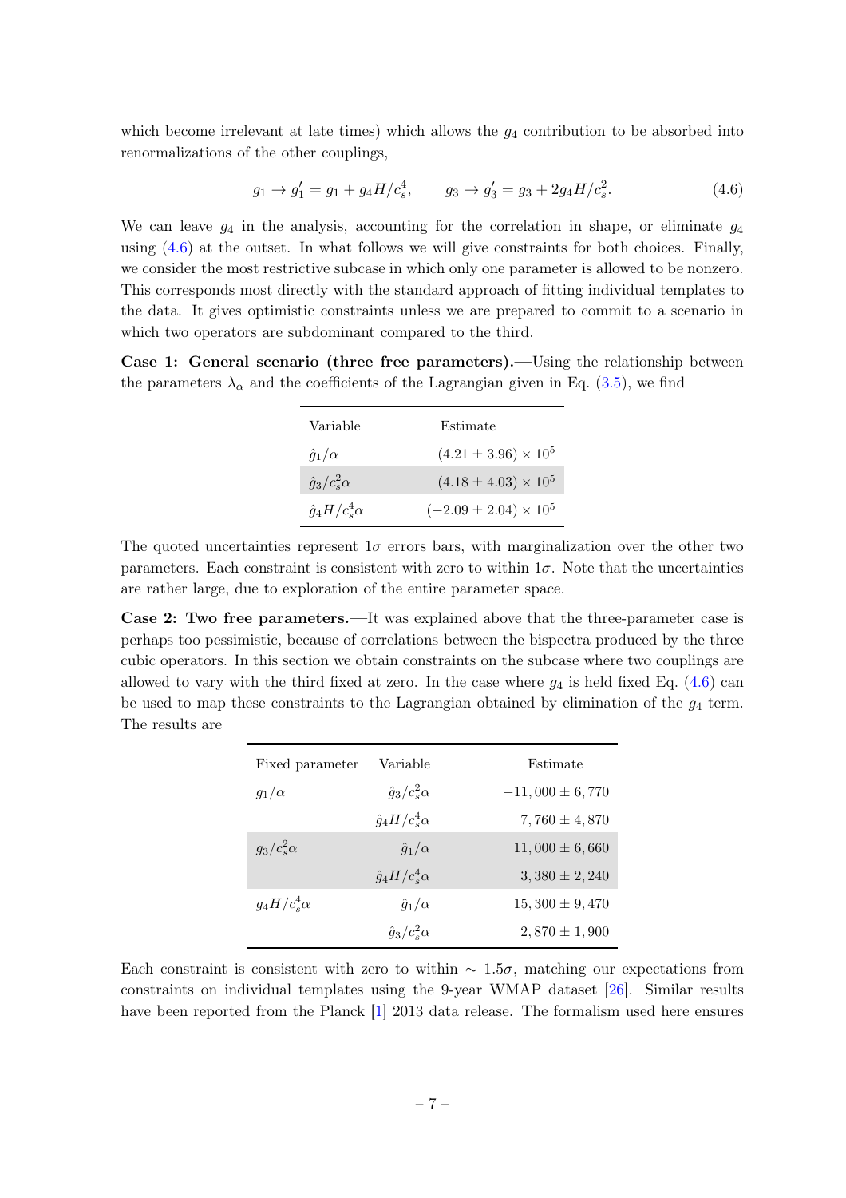which become irrelevant at late times) which allows the $g_4$ contribution to be absorbed into renormalizations of the other couplings,

$$g_1 \to g_1' = g_1 + g_4 H/c_s^4, \qquad g_3 \to g_3' = g_3 + 2g_4 H/c_s^2. \tag{4.6}$$

We can leave $g_4$ in the analysis, accounting for the correlation in shape, or eliminate $g_4$ using (4.6) at the outset. In what follows we will give constraints for both choices. Finally, we consider the most restrictive subcase in which only one parameter is allowed to be nonzero. This corresponds most directly with the standard approach of fitting individual templates to the data. It gives optimistic constraints unless we are prepared to commit to a scenario in which two operators are subdominant compared to the third.

**Case 1: General scenario (three free parameters).**—Using the relationship between the parameters $\lambda_\alpha$ and the coefficients of the Lagrangian given in Eq. (3.5), we find

| Variable | Estimate |
|---|---|
| $\hat{g}_1/\alpha$ | $(4.21 \pm 3.96) \times 10^5$ |
| $\hat{g}_3/c_s^2\alpha$ | $(4.18 \pm 4.03) \times 10^5$ |
| $\hat{g}_4 H/c_s^4\alpha$ | $(-2.09 \pm 2.04) \times 10^5$ |

The quoted uncertainties represent $1\sigma$ errors bars, with marginalization over the other two parameters. Each constraint is consistent with zero to within $1\sigma$. Note that the uncertainties are rather large, due to exploration of the entire parameter space.

**Case 2: Two free parameters.**—It was explained above that the three-parameter case is perhaps too pessimistic, because of correlations between the bispectra produced by the three cubic operators. In this section we obtain constraints on the subcase where two couplings are allowed to vary with the third fixed at zero. In the case where $g_4$ is held fixed Eq. (4.6) can be used to map these constraints to the Lagrangian obtained by elimination of the $g_4$ term. The results are

| Fixed parameter | Variable | Estimate |
|---|---|---|
| $g_1/\alpha$ | $\hat{g}_3/c_s^2\alpha$ | $-11,000 \pm 6,770$ |
| | $\hat{g}_4 H/c_s^4\alpha$ | $7,760 \pm 4,870$ |
| $g_3/c_s^2\alpha$ | $\hat{g}_1/\alpha$ | $11,000 \pm 6,660$ |
| | $\hat{g}_4 H/c_s^4\alpha$ | $3,380 \pm 2,240$ |
| $g_4 H/c_s^4\alpha$ | $\hat{g}_1/\alpha$ | $15,300 \pm 9,470$ |
| | $\hat{g}_3/c_s^2\alpha$ | $2,870 \pm 1,900$ |

Each constraint is consistent with zero to within $\sim 1.5\sigma$, matching our expectations from constraints on individual templates using the 9-year WMAP dataset [26]. Similar results have been reported from the Planck [1] 2013 data release. The formalism used here ensures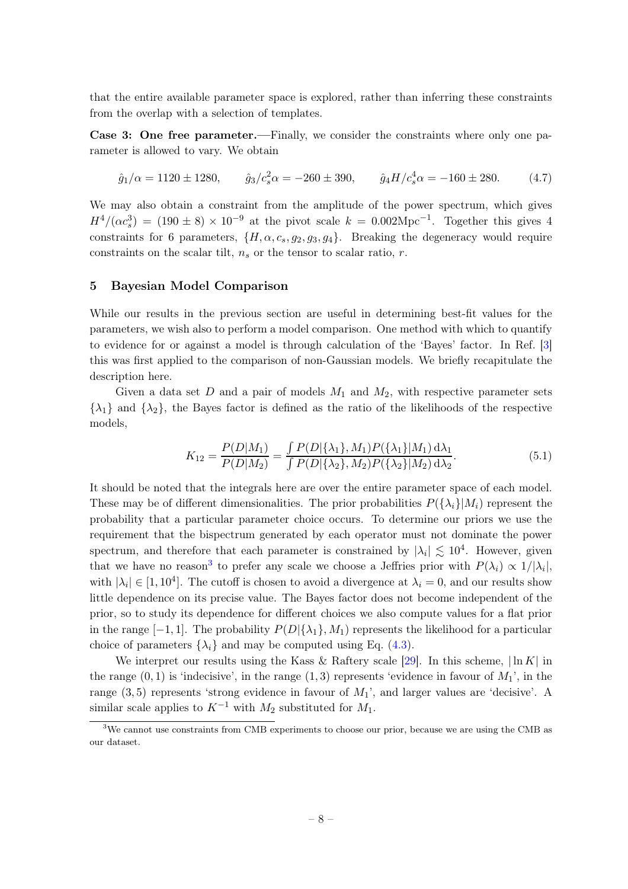that the entire available parameter space is explored, rather than inferring these constraints from the overlap with a selection of templates.

**Case 3: One free parameter.**—Finally, we consider the constraints where only one parameter is allowed to vary. We obtain

$$\hat{g}_1/\alpha = 1120 \pm 1280, \qquad \hat{g}_3/c_s^2\alpha = -260 \pm 390, \qquad \hat{g}_4 H/c_s^4\alpha = -160 \pm 280. \tag{4.7}$$

We may also obtain a constraint from the amplitude of the power spectrum, which gives $H^4/(\alpha c_s^3) = (190 \pm 8) \times 10^{-9}$ at the pivot scale $k = 0.002\text{Mpc}^{-1}$. Together this gives 4 constraints for 6 parameters, $\{H, \alpha, c_s, g_2, g_3, g_4\}$. Breaking the degeneracy would require constraints on the scalar tilt, $n_s$ or the tensor to scalar ratio, $r$.

## 5 Bayesian Model Comparison

While our results in the previous section are useful in determining best-fit values for the parameters, we wish also to perform a model comparison. One method with which to quantify to evidence for or against a model is through calculation of the 'Bayes' factor. In Ref. [3] this was first applied to the comparison of non-Gaussian models. We briefly recapitulate the description here.

Given a data set $D$ and a pair of models $M_1$ and $M_2$, with respective parameter sets $\{\lambda_1\}$ and $\{\lambda_2\}$, the Bayes factor is defined as the ratio of the likelihoods of the respective models,

$$K_{12} = \frac{P(D|M_1)}{P(D|M_2)} = \frac{\int P(D|\{\lambda_1\}, M_1) P(\{\lambda_1\}|M_1)\,\mathrm{d}\lambda_1}{\int P(D|\{\lambda_2\}, M_2) P(\{\lambda_2\}|M_2)\,\mathrm{d}\lambda_2}. \tag{5.1}$$

It should be noted that the integrals here are over the entire parameter space of each model. These may be of different dimensionalities. The prior probabilities $P(\{\lambda_i\}|M_i)$ represent the probability that a particular parameter choice occurs. To determine our priors we use the requirement that the bispectrum generated by each operator must not dominate the power spectrum, and therefore that each parameter is constrained by $|\lambda_i| \lesssim 10^4$. However, given that we have no reason[3] to prefer any scale we choose a Jeffries prior with $P(\lambda_i) \propto 1/|\lambda_i|$, with $|\lambda_i| \in [1, 10^4]$. The cutoff is chosen to avoid a divergence at $\lambda_i = 0$, and our results show little dependence on its precise value. The Bayes factor does not become independent of the prior, so to study its dependence for different choices we also compute values for a flat prior in the range $[-1, 1]$. The probability $P(D|\{\lambda_1\}, M_1)$ represents the likelihood for a particular choice of parameters $\{\lambda_i\}$ and may be computed using Eq. (4.3).

We interpret our results using the Kass & Raftery scale [29]. In this scheme, $|\ln K|$ in the range $(0, 1)$ is 'indecisive', in the range $(1, 3)$ represents 'evidence in favour of $M_1$', in the range $(3, 5)$ represents 'strong evidence in favour of $M_1$', and larger values are 'decisive'. A similar scale applies to $K^{-1}$ with $M_2$ substituted for $M_1$.

[3]We cannot use constraints from CMB experiments to choose our prior, because we are using the CMB as our dataset.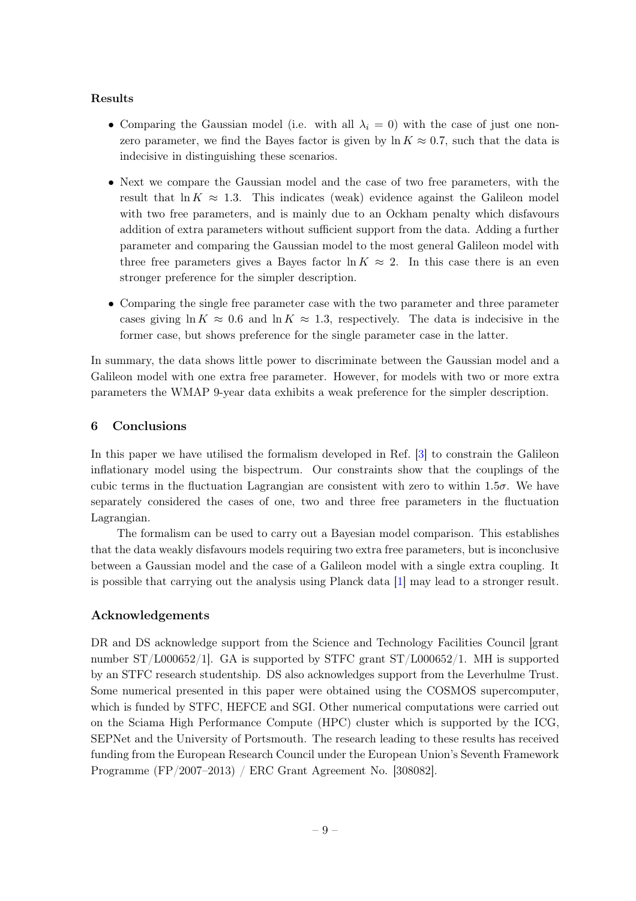**Results**

- Comparing the Gaussian model (i.e. with all $\lambda_i = 0$) with the case of just one non-zero parameter, we find the Bayes factor is given by $\ln K \approx 0.7$, such that the data is indecisive in distinguishing these scenarios.
- Next we compare the Gaussian model and the case of two free parameters, with the result that $\ln K \approx 1.3$. This indicates (weak) evidence against the Galileon model with two free parameters, and is mainly due to an Ockham penalty which disfavours addition of extra parameters without sufficient support from the data. Adding a further parameter and comparing the Gaussian model to the most general Galileon model with three free parameters gives a Bayes factor $\ln K \approx 2$. In this case there is an even stronger preference for the simpler description.
- Comparing the single free parameter case with the two parameter and three parameter cases giving $\ln K \approx 0.6$ and $\ln K \approx 1.3$, respectively. The data is indecisive in the former case, but shows preference for the single parameter case in the latter.

In summary, the data shows little power to discriminate between the Gaussian model and a Galileon model with one extra free parameter. However, for models with two or more extra parameters the WMAP 9-year data exhibits a weak preference for the simpler description.

## 6 Conclusions

In this paper we have utilised the formalism developed in Ref. [3] to constrain the Galileon inflationary model using the bispectrum. Our constraints show that the couplings of the cubic terms in the fluctuation Lagrangian are consistent with zero to within $1.5\sigma$. We have separately considered the cases of one, two and three free parameters in the fluctuation Lagrangian.

The formalism can be used to carry out a Bayesian model comparison. This establishes that the data weakly disfavours models requiring two extra free parameters, but is inconclusive between a Gaussian model and the case of a Galileon model with a single extra coupling. It is possible that carrying out the analysis using Planck data [1] may lead to a stronger result.

## Acknowledgements

DR and DS acknowledge support from the Science and Technology Facilities Council [grant number ST/L000652/1]. GA is supported by STFC grant ST/L000652/1. MH is supported by an STFC research studentship. DS also acknowledges support from the Leverhulme Trust. Some numerical presented in this paper were obtained using the COSMOS supercomputer, which is funded by STFC, HEFCE and SGI. Other numerical computations were carried out on the Sciama High Performance Compute (HPC) cluster which is supported by the ICG, SEPNet and the University of Portsmouth. The research leading to these results has received funding from the European Research Council under the European Union's Seventh Framework Programme (FP/2007–2013) / ERC Grant Agreement No. [308082].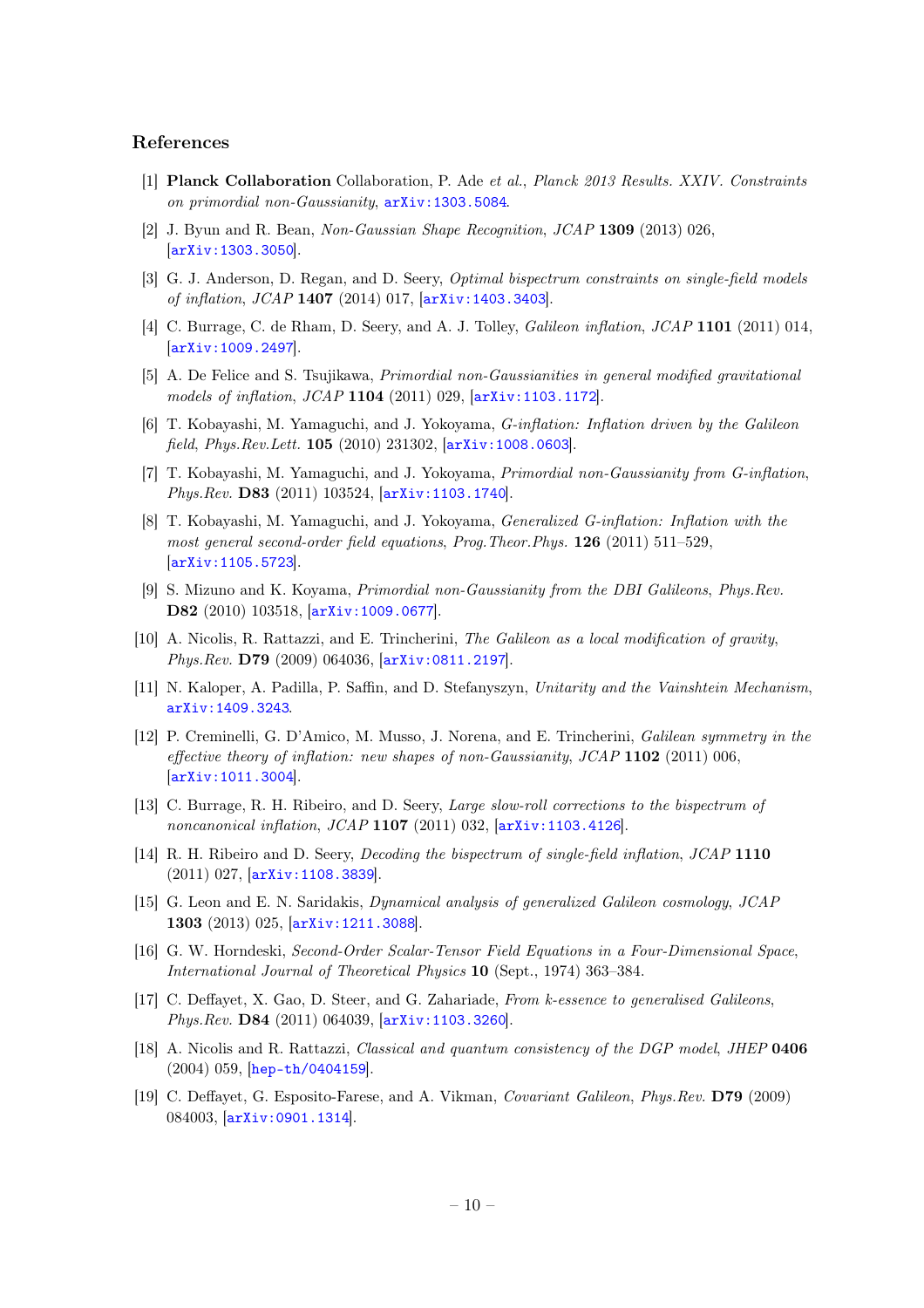## References

[1] **Planck Collaboration** Collaboration, P. Ade *et al.*, *Planck 2013 Results. XXIV. Constraints on primordial non-Gaussianity*, arXiv:1303.5084.

[2] J. Byun and R. Bean, *Non-Gaussian Shape Recognition*, *JCAP* **1309** (2013) 026, [arXiv:1303.3050].

[3] G. J. Anderson, D. Regan, and D. Seery, *Optimal bispectrum constraints on single-field models of inflation*, *JCAP* **1407** (2014) 017, [arXiv:1403.3403].

[4] C. Burrage, C. de Rham, D. Seery, and A. J. Tolley, *Galileon inflation*, *JCAP* **1101** (2011) 014, [arXiv:1009.2497].

[5] A. De Felice and S. Tsujikawa, *Primordial non-Gaussianities in general modified gravitational models of inflation*, *JCAP* **1104** (2011) 029, [arXiv:1103.1172].

[6] T. Kobayashi, M. Yamaguchi, and J. Yokoyama, *G-inflation: Inflation driven by the Galileon field*, *Phys.Rev.Lett.* **105** (2010) 231302, [arXiv:1008.0603].

[7] T. Kobayashi, M. Yamaguchi, and J. Yokoyama, *Primordial non-Gaussianity from G-inflation*, *Phys.Rev.* **D83** (2011) 103524, [arXiv:1103.1740].

[8] T. Kobayashi, M. Yamaguchi, and J. Yokoyama, *Generalized G-inflation: Inflation with the most general second-order field equations*, *Prog.Theor.Phys.* **126** (2011) 511–529, [arXiv:1105.5723].

[9] S. Mizuno and K. Koyama, *Primordial non-Gaussianity from the DBI Galileons*, *Phys.Rev.* **D82** (2010) 103518, [arXiv:1009.0677].

[10] A. Nicolis, R. Rattazzi, and E. Trincherini, *The Galileon as a local modification of gravity*, *Phys.Rev.* **D79** (2009) 064036, [arXiv:0811.2197].

[11] N. Kaloper, A. Padilla, P. Saffin, and D. Stefanyszyn, *Unitarity and the Vainshtein Mechanism*, arXiv:1409.3243.

[12] P. Creminelli, G. D'Amico, M. Musso, J. Norena, and E. Trincherini, *Galilean symmetry in the effective theory of inflation: new shapes of non-Gaussianity*, *JCAP* **1102** (2011) 006, [arXiv:1011.3004].

[13] C. Burrage, R. H. Ribeiro, and D. Seery, *Large slow-roll corrections to the bispectrum of noncanonical inflation*, *JCAP* **1107** (2011) 032, [arXiv:1103.4126].

[14] R. H. Ribeiro and D. Seery, *Decoding the bispectrum of single-field inflation*, *JCAP* **1110** (2011) 027, [arXiv:1108.3839].

[15] G. Leon and E. N. Saridakis, *Dynamical analysis of generalized Galileon cosmology*, *JCAP* **1303** (2013) 025, [arXiv:1211.3088].

[16] G. W. Horndeski, *Second-Order Scalar-Tensor Field Equations in a Four-Dimensional Space*, *International Journal of Theoretical Physics* **10** (Sept., 1974) 363–384.

[17] C. Deffayet, X. Gao, D. Steer, and G. Zahariade, *From k-essence to generalised Galileons*, *Phys.Rev.* **D84** (2011) 064039, [arXiv:1103.3260].

[18] A. Nicolis and R. Rattazzi, *Classical and quantum consistency of the DGP model*, *JHEP* **0406** (2004) 059, [hep-th/0404159].

[19] C. Deffayet, G. Esposito-Farese, and A. Vikman, *Covariant Galileon*, *Phys.Rev.* **D79** (2009) 084003, [arXiv:0901.1314].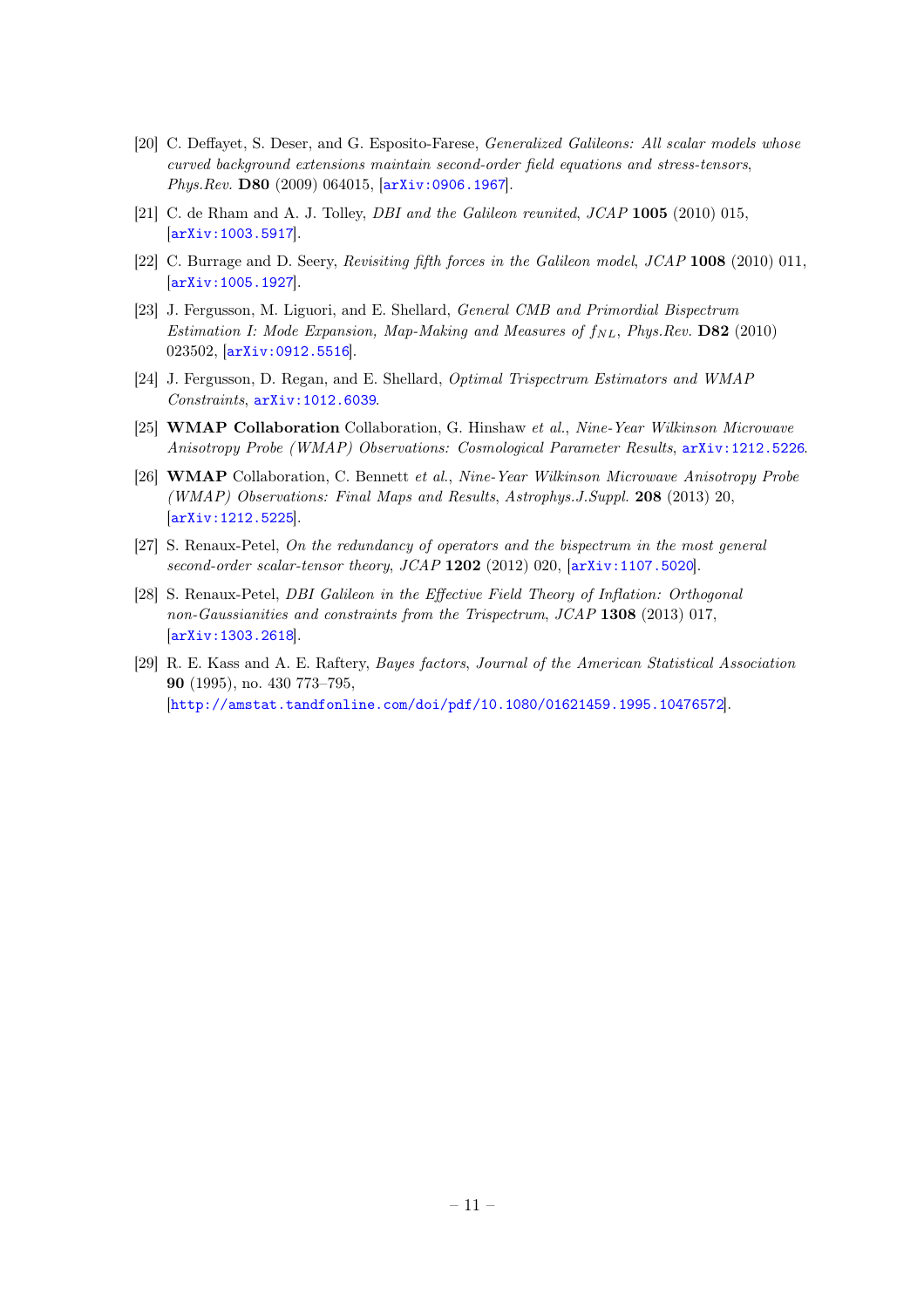[20] C. Deffayet, S. Deser, and G. Esposito-Farese, *Generalized Galileons: All scalar models whose curved background extensions maintain second-order field equations and stress-tensors*, *Phys.Rev.* **D80** (2009) 064015, [arXiv:0906.1967].

[21] C. de Rham and A. J. Tolley, *DBI and the Galileon reunited*, *JCAP* **1005** (2010) 015, [arXiv:1003.5917].

[22] C. Burrage and D. Seery, *Revisiting fifth forces in the Galileon model*, *JCAP* **1008** (2010) 011, [arXiv:1005.1927].

[23] J. Fergusson, M. Liguori, and E. Shellard, *General CMB and Primordial Bispectrum Estimation I: Mode Expansion, Map-Making and Measures of $f_{NL}$*, *Phys.Rev.* **D82** (2010) 023502, [arXiv:0912.5516].

[24] J. Fergusson, D. Regan, and E. Shellard, *Optimal Trispectrum Estimators and WMAP Constraints*, arXiv:1012.6039.

[25] **WMAP Collaboration** Collaboration, G. Hinshaw *et al.*, *Nine-Year Wilkinson Microwave Anisotropy Probe (WMAP) Observations: Cosmological Parameter Results*, arXiv:1212.5226.

[26] **WMAP** Collaboration, C. Bennett *et al.*, *Nine-Year Wilkinson Microwave Anisotropy Probe (WMAP) Observations: Final Maps and Results*, *Astrophys.J.Suppl.* **208** (2013) 20, [arXiv:1212.5225].

[27] S. Renaux-Petel, *On the redundancy of operators and the bispectrum in the most general second-order scalar-tensor theory*, *JCAP* **1202** (2012) 020, [arXiv:1107.5020].

[28] S. Renaux-Petel, *DBI Galileon in the Effective Field Theory of Inflation: Orthogonal non-Gaussianities and constraints from the Trispectrum*, *JCAP* **1308** (2013) 017, [arXiv:1303.2618].

[29] R. E. Kass and A. E. Raftery, *Bayes factors*, *Journal of the American Statistical Association* **90** (1995), no. 430 773–795, [http://amstat.tandfonline.com/doi/pdf/10.1080/01621459.1995.10476572].